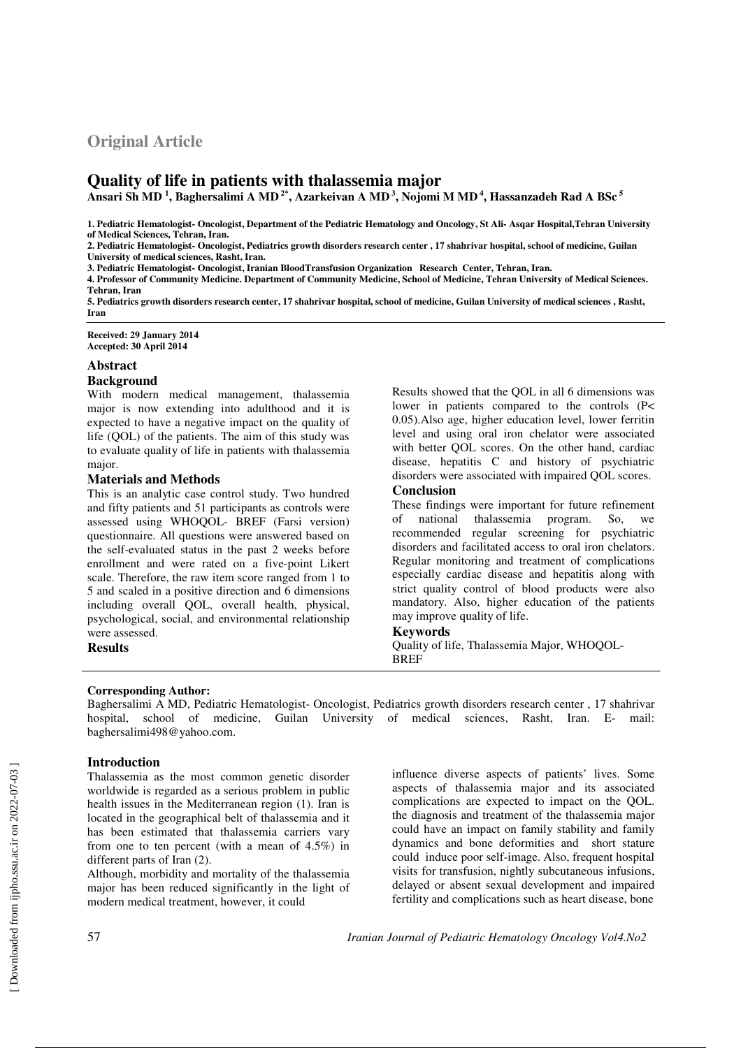**Original Article**

# Quality of life in patients with thalassemia major

**Ansari Sh MD [1], Baghersalimi A MD [2*], Azarkeivan A MD [3], Nojomi M MD [4], Hassanzadeh Rad A BSc [5]**

**1. Pediatric Hematologist- Oncologist, Department of the Pediatric Hematology and Oncology, St Ali- Asqar Hospital,Tehran University of Medical Sciences, Tehran, Iran.**
**2. Pediatric Hematologist- Oncologist, Pediatrics growth disorders research center , 17 shahrivar hospital, school of medicine, Guilan University of medical sciences, Rasht, Iran.**
**3. Pediatric Hematologist- Oncologist, Iranian BloodTransfusion Organization Research Center, Tehran, Iran.**
**4. Professor of Community Medicine. Department of Community Medicine, School of Medicine, Tehran University of Medical Sciences. Tehran, Iran**
**5. Pediatrics growth disorders research center, 17 shahrivar hospital, school of medicine, Guilan University of medical sciences , Rasht, Iran**

**Received: 29 January 2014**
**Accepted: 30 April 2014**

## Abstract

### Background

With modern medical management, thalassemia major is now extending into adulthood and it is expected to have a negative impact on the quality of life (QOL) of the patients. The aim of this study was to evaluate quality of life in patients with thalassemia major.

### Materials and Methods

This is an analytic case control study. Two hundred and fifty patients and 51 participants as controls were assessed using WHOQOL- BREF (Farsi version) questionnaire. All questions were answered based on the self-evaluated status in the past 2 weeks before enrollment and were rated on a five-point Likert scale. Therefore, the raw item score ranged from 1 to 5 and scaled in a positive direction and 6 dimensions including overall QOL, overall health, physical, psychological, social, and environmental relationship were assessed.

### Results

Results showed that the QOL in all 6 dimensions was lower in patients compared to the controls ($P < 0.05$).Also age, higher education level, lower ferritin level and using oral iron chelator were associated with better QOL scores. On the other hand, cardiac disease, hepatitis C and history of psychiatric disorders were associated with impaired QOL scores.

### Conclusion

These findings were important for future refinement of national thalassemia program. So, we recommended regular screening for psychiatric disorders and facilitated access to oral iron chelators. Regular monitoring and treatment of complications especially cardiac disease and hepatitis along with strict quality control of blood products were also mandatory. Also, higher education of the patients may improve quality of life.

### Keywords

Quality of life, Thalassemia Major, WHOQOL- BREF

**Corresponding Author:**
Baghersalimi A MD, Pediatric Hematologist- Oncologist, Pediatrics growth disorders research center , 17 shahrivar hospital, school of medicine, Guilan University of medical sciences, Rasht, Iran. E- mail: baghersalimi498@yahoo.com.

## Introduction

Thalassemia as the most common genetic disorder worldwide is regarded as a serious problem in public health issues in the Mediterranean region (1). Iran is located in the geographical belt of thalassemia and it has been estimated that thalassemia carriers vary from one to ten percent (with a mean of 4.5%) in different parts of Iran (2).

Although, morbidity and mortality of the thalassemia major has been reduced significantly in the light of modern medical treatment, however, it could influence diverse aspects of patients' lives. Some aspects of thalassemia major and its associated complications are expected to impact on the QOL. the diagnosis and treatment of the thalassemia major could have an impact on family stability and family dynamics and bone deformities and short stature could induce poor self-image. Also, frequent hospital visits for transfusion, nightly subcutaneous infusions, delayed or absent sexual development and impaired fertility and complications such as heart disease, bone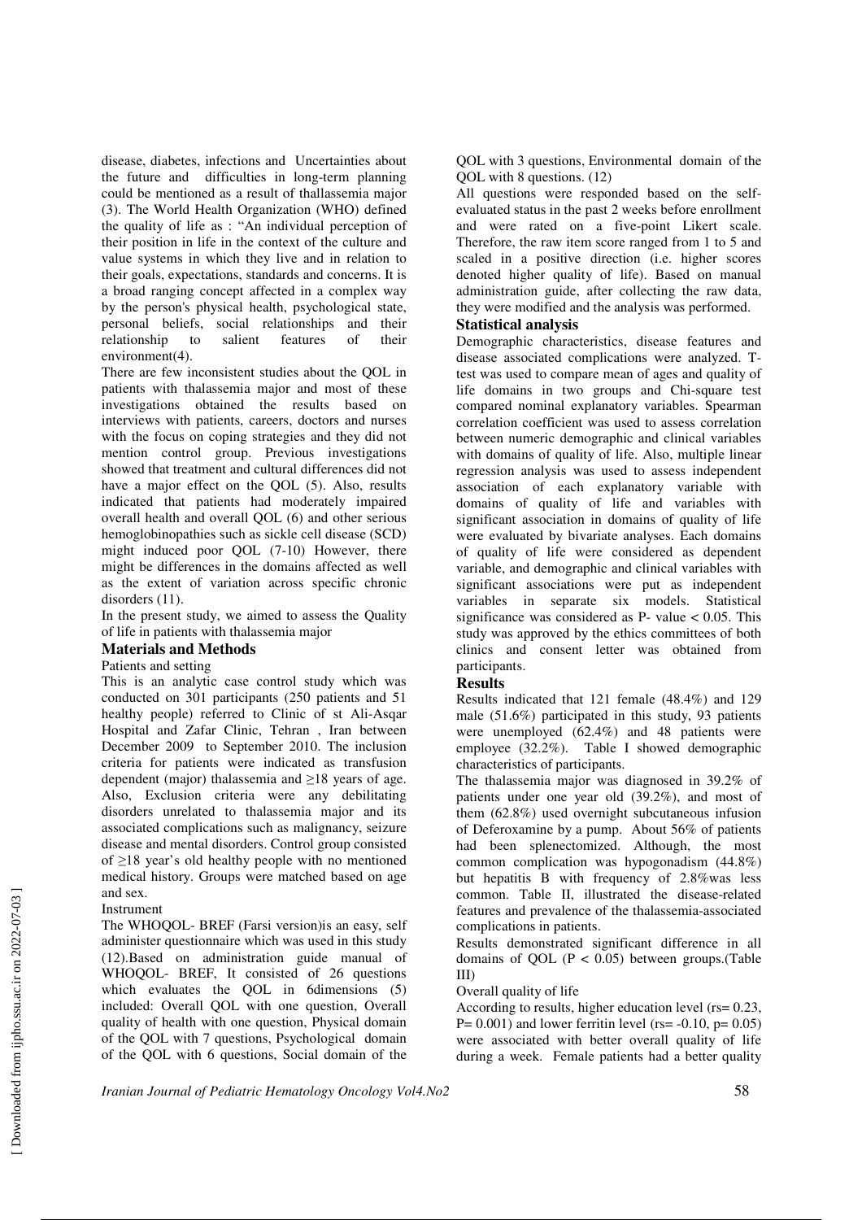disease, diabetes, infections and Uncertainties about the future and difficulties in long-term planning could be mentioned as a result of thallassemia major (3). The World Health Organization (WHO) defined the quality of life as : "An individual perception of their position in life in the context of the culture and value systems in which they live and in relation to their goals, expectations, standards and concerns. It is a broad ranging concept affected in a complex way by the person's physical health, psychological state, personal beliefs, social relationships and their relationship to salient features of their environment(4).

There are few inconsistent studies about the QOL in patients with thalassemia major and most of these investigations obtained the results based on interviews with patients, careers, doctors and nurses with the focus on coping strategies and they did not mention control group. Previous investigations showed that treatment and cultural differences did not have a major effect on the QOL (5). Also, results indicated that patients had moderately impaired overall health and overall QOL (6) and other serious hemoglobinopathies such as sickle cell disease (SCD) might induced poor QOL (7-10) However, there might be differences in the domains affected as well as the extent of variation across specific chronic disorders (11).

In the present study, we aimed to assess the Quality of life in patients with thalassemia major

## Materials and Methods

Patients and setting

This is an analytic case control study which was conducted on 301 participants (250 patients and 51 healthy people) referred to Clinic of st Ali-Asqar Hospital and Zafar Clinic, Tehran , Iran between December 2009 to September 2010. The inclusion criteria for patients were indicated as transfusion dependent (major) thalassemia and ≥18 years of age. Also, Exclusion criteria were any debilitating disorders unrelated to thalassemia major and its associated complications such as malignancy, seizure disease and mental disorders. Control group consisted of ≥18 year's old healthy people with no mentioned medical history. Groups were matched based on age and sex.

Instrument

The WHOQOL- BREF (Farsi version)is an easy, self administer questionnaire which was used in this study (12).Based on administration guide manual of WHOQOL- BREF, It consisted of 26 questions which evaluates the QOL in 6dimensions (5) included: Overall QOL with one question, Overall quality of health with one question, Physical domain of the QOL with 7 questions, Psychological domain of the QOL with 6 questions, Social domain of the QOL with 3 questions, Environmental domain of the QOL with 8 questions. (12)

All questions were responded based on the self-evaluated status in the past 2 weeks before enrollment and were rated on a five-point Likert scale. Therefore, the raw item score ranged from 1 to 5 and scaled in a positive direction (i.e. higher scores denoted higher quality of life). Based on manual administration guide, after collecting the raw data, they were modified and the analysis was performed.

### Statistical analysis

Demographic characteristics, disease features and disease associated complications were analyzed. T-test was used to compare mean of ages and quality of life domains in two groups and Chi-square test compared nominal explanatory variables. Spearman correlation coefficient was used to assess correlation between numeric demographic and clinical variables with domains of quality of life. Also, multiple linear regression analysis was used to assess independent association of each explanatory variable with domains of quality of life and variables with significant association in domains of quality of life were evaluated by bivariate analyses. Each domains of quality of life were considered as dependent variable, and demographic and clinical variables with significant associations were put as independent variables in separate six models. Statistical significance was considered as P- value < 0.05. This study was approved by the ethics committees of both clinics and consent letter was obtained from participants.

## Results

Results indicated that 121 female (48.4%) and 129 male (51.6%) participated in this study, 93 patients were unemployed (62.4%) and 48 patients were employee (32.2%). Table I showed demographic characteristics of participants.

The thalassemia major was diagnosed in 39.2% of patients under one year old (39.2%), and most of them (62.8%) used overnight subcutaneous infusion of Deferoxamine by a pump. About 56% of patients had been splenectomized. Although, the most common complication was hypogonadism (44.8%) but hepatitis B with frequency of 2.8%was less common. Table II, illustrated the disease-related features and prevalence of the thalassemia-associated complications in patients.

Results demonstrated significant difference in all domains of QOL ($P < 0.05$) between groups.(Table III)

Overall quality of life

According to results, higher education level ($r_s= 0.23$, $P= 0.001$) and lower ferritin level ($r_s= -0.10$, $p= 0.05$) were associated with better overall quality of life during a week. Female patients had a better quality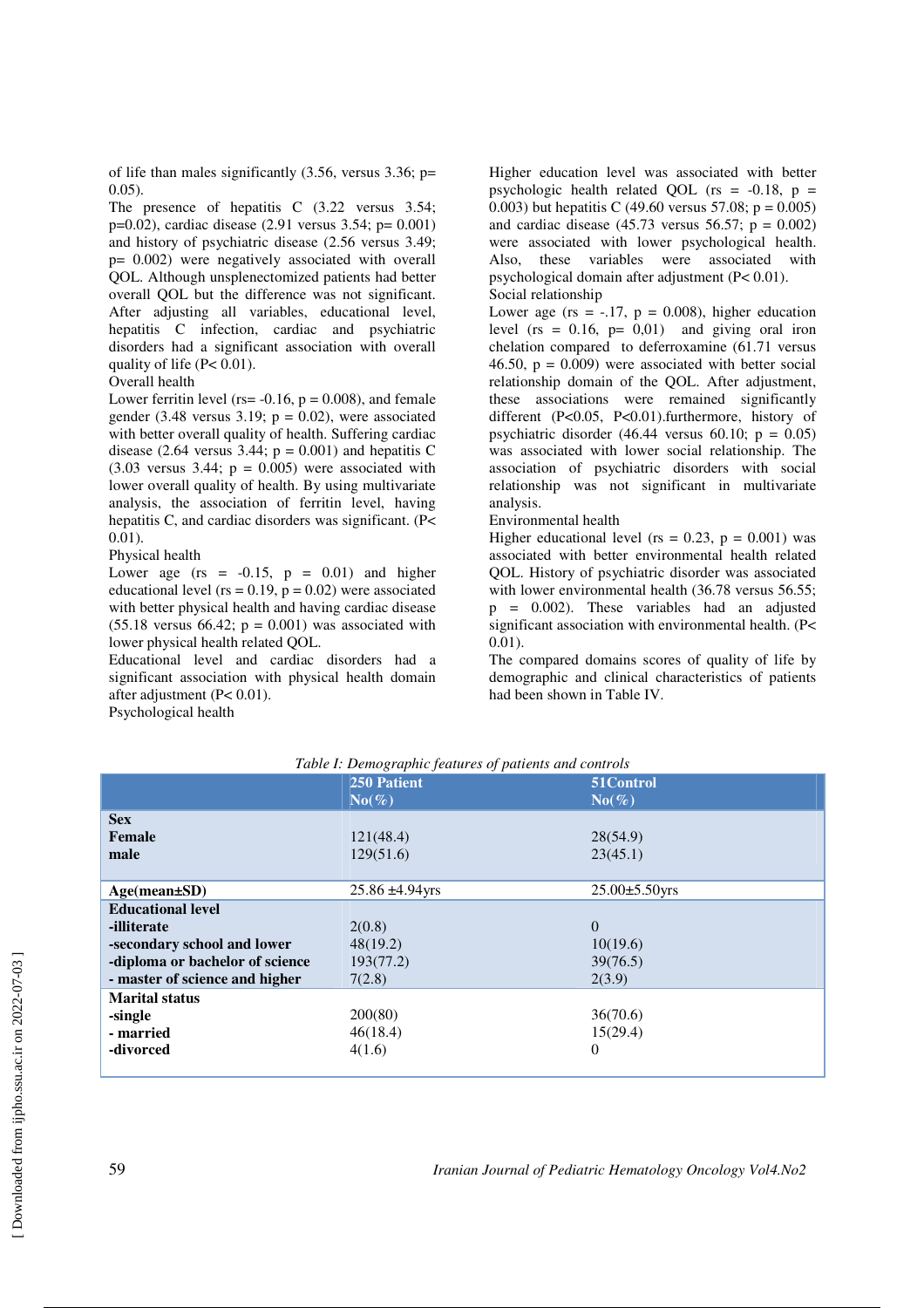of life than males significantly (3.56, versus 3.36; $p = 0.05$).

The presence of hepatitis C (3.22 versus 3.54; $p=0.02$), cardiac disease (2.91 versus 3.54; $p= 0.001$) and history of psychiatric disease (2.56 versus 3.49; $p= 0.002$) were negatively associated with overall QOL. Although unsplenectomized patients had better overall QOL but the difference was not significant. After adjusting all variables, educational level, hepatitis C infection, cardiac and psychiatric disorders had a significant association with overall quality of life ($P< 0.01$).

Overall health

Lower ferritin level ($rs= -0.16$, $p = 0.008$), and female gender (3.48 versus 3.19; $p = 0.02$), were associated with better overall quality of health. Suffering cardiac disease (2.64 versus 3.44; $p = 0.001$) and hepatitis C (3.03 versus 3.44; $p = 0.005$) were associated with lower overall quality of health. By using multivariate analysis, the association of ferritin level, having hepatitis C, and cardiac disorders was significant. ($P< 0.01$).

Physical health

Lower age ($rs = -0.15$, $p = 0.01$) and higher educational level ($rs = 0.19$, $p = 0.02$) were associated with better physical health and having cardiac disease (55.18 versus 66.42; $p = 0.001$) was associated with lower physical health related QOL.

Educational level and cardiac disorders had a significant association with physical health domain after adjustment ($P< 0.01$).

Psychological health

Higher education level was associated with better psychologic health related QOL ($rs = -0.18$, $p = 0.003$) but hepatitis C (49.60 versus 57.08; $p = 0.005$) and cardiac disease (45.73 versus 56.57; $p = 0.002$) were associated with lower psychological health. Also, these variables were associated with psychological domain after adjustment ($P< 0.01$).

Social relationship

Lower age ($rs = -.17$, $p = 0.008$), higher education level ($rs = 0.16$, $p= 0{,}01$) and giving oral iron chelation compared to deferroxamine (61.71 versus 46.50, $p = 0.009$) were associated with better social relationship domain of the QOL. After adjustment, these associations were remained significantly different ($P<0.05$, $P<0.01$).furthermore, history of psychiatric disorder (46.44 versus 60.10; $p = 0.05$) was associated with lower social relationship. The association of psychiatric disorders with social relationship was not significant in multivariate analysis.

Environmental health

Higher educational level ($rs = 0.23$, $p = 0.001$) was associated with better environmental health related QOL. History of psychiatric disorder was associated with lower environmental health (36.78 versus 56.55; $p = 0.002$). These variables had an adjusted significant association with environmental health. ($P< 0.01$).

The compared domains scores of quality of life by demographic and clinical characteristics of patients had been shown in Table IV.

*Table I: Demographic features of patients and controls*

| | 250 Patient No(%) | 51Control No(%) |
|---|---|---|
| **Sex** | | |
| **Female** | 121(48.4) | 28(54.9) |
| **male** | 129(51.6) | 23(45.1) |
| **Age(mean±SD)** | 25.86 ±4.94yrs | 25.00±5.50yrs |
| **Educational level** | | |
| **-illiterate** | 2(0.8) | 0 |
| **-secondary school and lower** | 48(19.2) | 10(19.6) |
| **-diploma or bachelor of science** | 193(77.2) | 39(76.5) |
| **- master of science and higher** | 7(2.8) | 2(3.9) |
| **Marital status** | | |
| **-single** | 200(80) | 36(70.6) |
| **- married** | 46(18.4) | 15(29.4) |
| **-divorced** | 4(1.6) | 0 |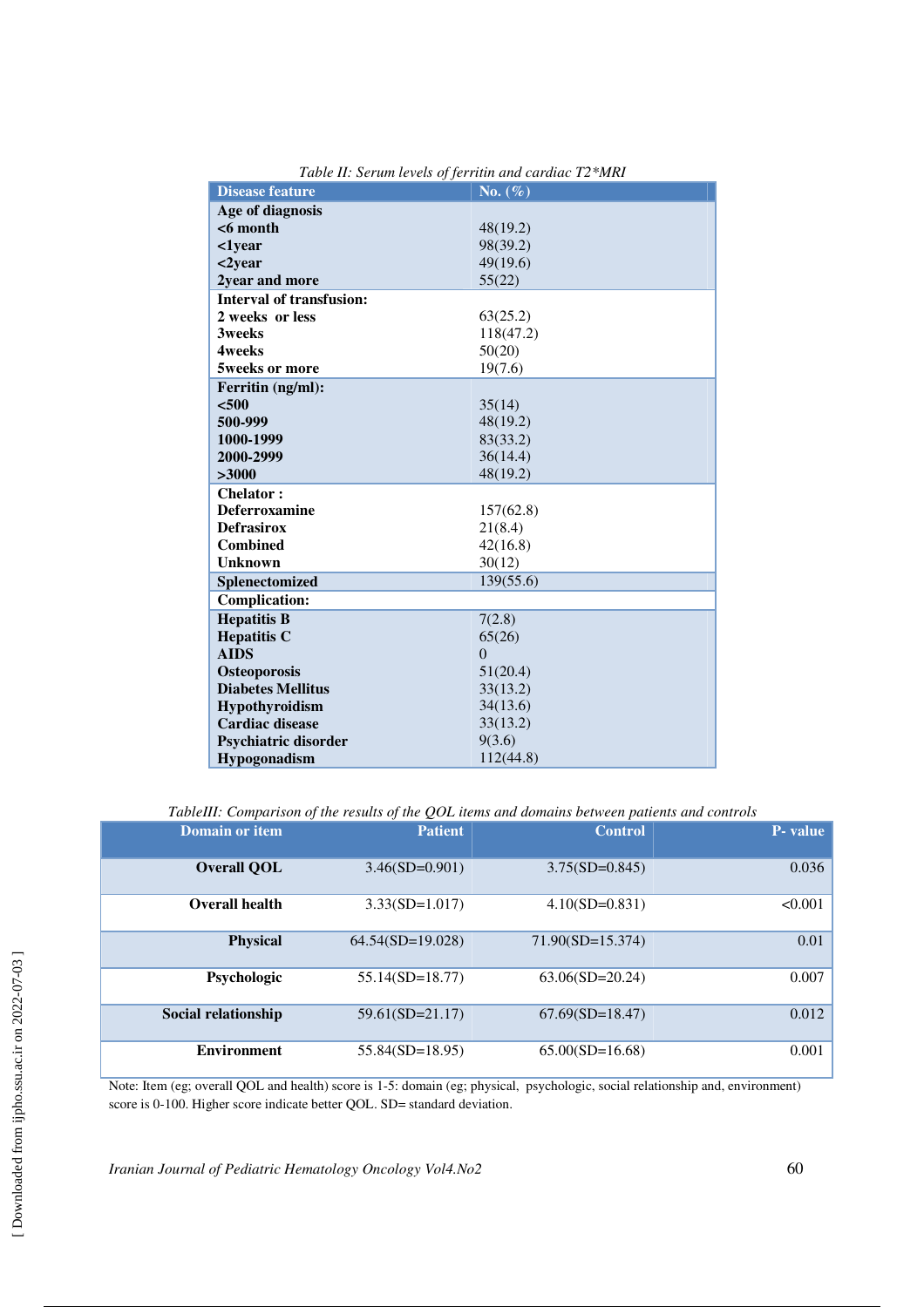*Table II: Serum levels of ferritin and cardiac T2*MRI*

| Disease feature | No. (%) |
|---|---|
| **Age of diagnosis** | |
| **<6 month** | 48(19.2) |
| **<1year** | 98(39.2) |
| **<2year** | 49(19.6) |
| **2year and more** | 55(22) |
| **Interval of transfusion:** | |
| **2 weeks or less** | 63(25.2) |
| **3weeks** | 118(47.2) |
| **4weeks** | 50(20) |
| **5weeks or more** | 19(7.6) |
| **Ferritin (ng/ml):** | |
| **<500** | 35(14) |
| **500-999** | 48(19.2) |
| **1000-1999** | 83(33.2) |
| **2000-2999** | 36(14.4) |
| **>3000** | 48(19.2) |
| **Chelator :** | |
| **Deferroxamine** | 157(62.8) |
| **Defrasirox** | 21(8.4) |
| **Combined** | 42(16.8) |
| **Unknown** | 30(12) |
| **Splenectomized** | 139(55.6) |
| **Complication:** | |
| **Hepatitis B** | 7(2.8) |
| **Hepatitis C** | 65(26) |
| **AIDS** | 0 |
| **Osteoporosis** | 51(20.4) |
| **Diabetes Mellitus** | 33(13.2) |
| **Hypothyroidism** | 34(13.6) |
| **Cardiac disease** | 33(13.2) |
| **Psychiatric disorder** | 9(3.6) |
| **Hypogonadism** | 112(44.8) |

*TableIII: Comparison of the results of the QOL items and domains between patients and controls*

| Domain or item | Patient | Control | P- value |
|---|---|---|---|
| **Overall QOL** | 3.46(SD=0.901) | 3.75(SD=0.845) | 0.036 |
| **Overall health** | 3.33(SD=1.017) | 4.10(SD=0.831) | <0.001 |
| **Physical** | 64.54(SD=19.028) | 71.90(SD=15.374) | 0.01 |
| **Psychologic** | 55.14(SD=18.77) | 63.06(SD=20.24) | 0.007 |
| **Social relationship** | 59.61(SD=21.17) | 67.69(SD=18.47) | 0.012 |
| **Environment** | 55.84(SD=18.95) | 65.00(SD=16.68) | 0.001 |

Note: Item (eg; overall QOL and health) score is 1-5: domain (eg; physical, psychologic, social relationship and, environment) score is 0-100. Higher score indicate better QOL. SD= standard deviation.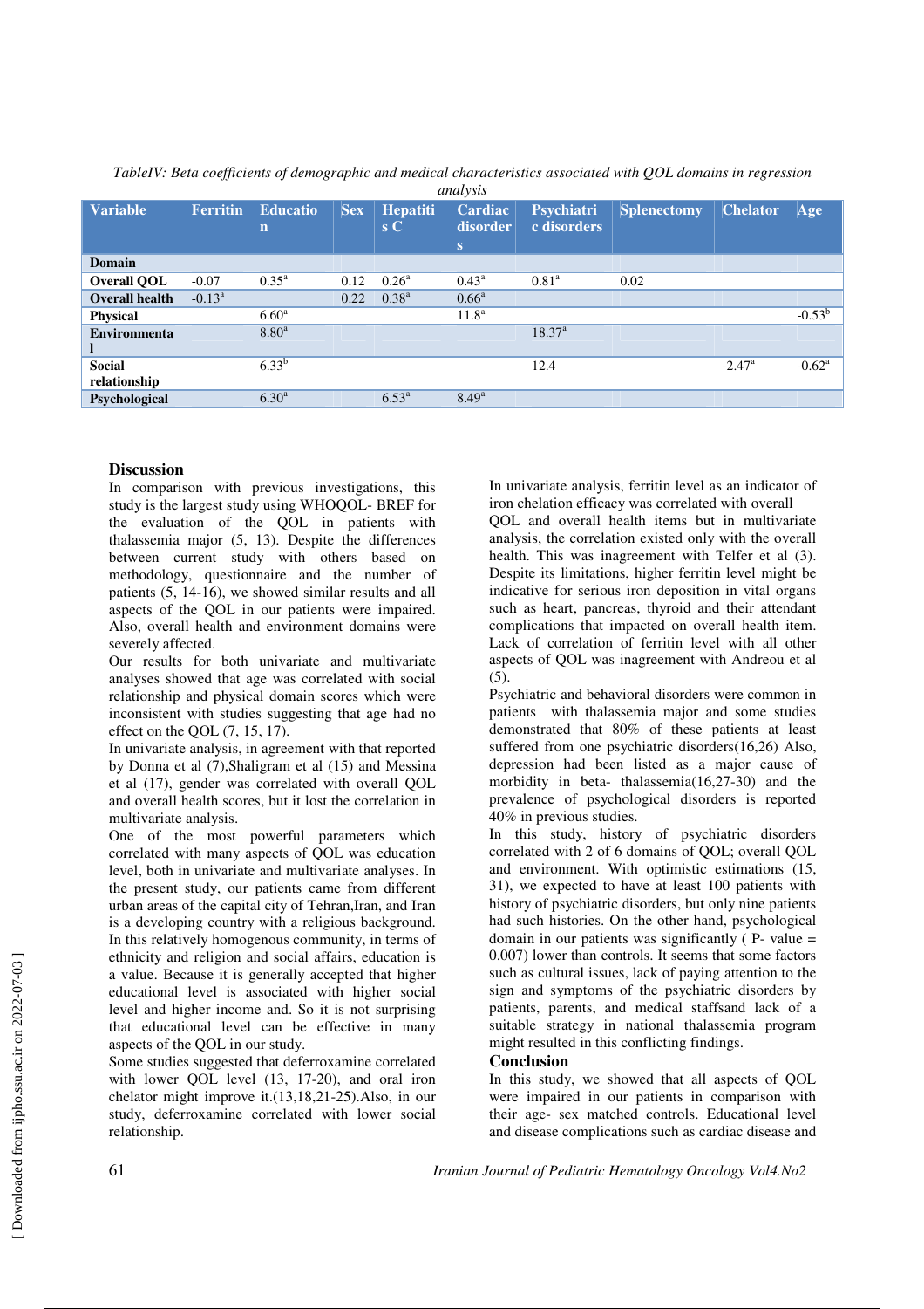*TableIV: Beta coefficients of demographic and medical characteristics associated with QOL domains in regression analysis*

| Variable | Ferritin | Education | Sex | Hepatitis C | Cardiac disorders | Psychiatric disorders | Splenectomy | Chelator | Age |
|---|---|---|---|---|---|---|---|---|---|
| **Domain** | | | | | | | | | |
| **Overall QOL** | -0.07 | 0.35[a] | 0.12 | 0.26[a] | 0.43[a] | 0.81[a] | 0.02 | | |
| **Overall health** | -0.13[a] | | 0.22 | 0.38[a] | 0.66[a] | | | | |
| **Physical** | | 6.60[a] | | | 11.8[a] | | | | -0.53[b] |
| **Environmental** | | 8.80[a] | | | | 18.37[a] | | | |
| **Social relationship** | | 6.33[b] | | | | 12.4 | | -2.47[a] | -0.62[a] |
| **Psychological** | | 6.30[a] | | 6.53[a] | 8.49[a] | | | | |

## Discussion

In comparison with previous investigations, this study is the largest study using WHOQOL- BREF for the evaluation of the QOL in patients with thalassemia major (5, 13). Despite the differences between current study with others based on methodology, questionnaire and the number of patients (5, 14-16), we showed similar results and all aspects of the QOL in our patients were impaired. Also, overall health and environment domains were severely affected.

Our results for both univariate and multivariate analyses showed that age was correlated with social relationship and physical domain scores which were inconsistent with studies suggesting that age had no effect on the QOL (7, 15, 17).

In univariate analysis, in agreement with that reported by Donna et al (7),Shaligram et al (15) and Messina et al (17), gender was correlated with overall QOL and overall health scores, but it lost the correlation in multivariate analysis.

One of the most powerful parameters which correlated with many aspects of QOL was education level, both in univariate and multivariate analyses. In the present study, our patients came from different urban areas of the capital city of Tehran,Iran, and Iran is a developing country with a religious background. In this relatively homogenous community, in terms of ethnicity and religion and social affairs, education is a value. Because it is generally accepted that higher educational level is associated with higher social level and higher income and. So it is not surprising that educational level can be effective in many aspects of the QOL in our study.

Some studies suggested that deferroxamine correlated with lower QOL level (13, 17-20), and oral iron chelator might improve it.(13,18,21-25).Also, in our study, deferroxamine correlated with lower social relationship.

In univariate analysis, ferritin level as an indicator of iron chelation efficacy was correlated with overall QOL and overall health items but in multivariate analysis, the correlation existed only with the overall health. This was inagreement with Telfer et al (3). Despite its limitations, higher ferritin level might be indicative for serious iron deposition in vital organs such as heart, pancreas, thyroid and their attendant complications that impacted on overall health item. Lack of correlation of ferritin level with all other aspects of QOL was inagreement with Andreou et al (5).

Psychiatric and behavioral disorders were common in patients with thalassemia major and some studies demonstrated that 80% of these patients at least suffered from one psychiatric disorders(16,26) Also, depression had been listed as a major cause of morbidity in beta- thalassemia(16,27-30) and the prevalence of psychological disorders is reported 40% in previous studies.

In this study, history of psychiatric disorders correlated with 2 of 6 domains of QOL; overall QOL and environment. With optimistic estimations (15, 31), we expected to have at least 100 patients with history of psychiatric disorders, but only nine patients had such histories. On the other hand, psychological domain in our patients was significantly ( P- value = 0.007) lower than controls. It seems that some factors such as cultural issues, lack of paying attention to the sign and symptoms of the psychiatric disorders by patients, parents, and medical staffsand lack of a suitable strategy in national thalassemia program might resulted in this conflicting findings.

## Conclusion

In this study, we showed that all aspects of QOL were impaired in our patients in comparison with their age- sex matched controls. Educational level and disease complications such as cardiac disease and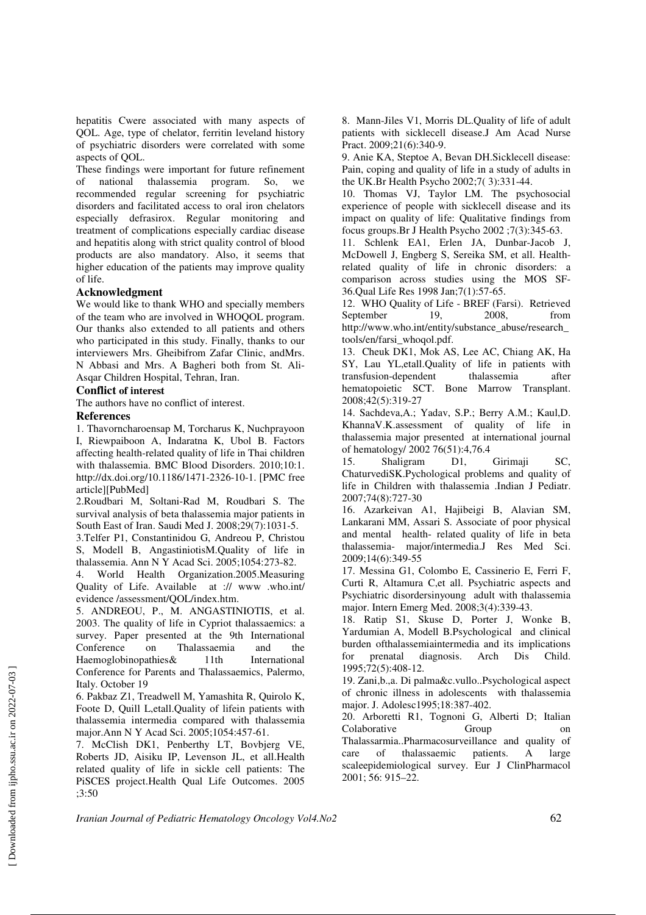hepatitis Cwere associated with many aspects of QOL. Age, type of chelator, ferritin leveland history of psychiatric disorders were correlated with some aspects of QOL.

These findings were important for future refinement of national thalassemia program. So, we recommended regular screening for psychiatric disorders and facilitated access to oral iron chelators especially defrasirox. Regular monitoring and treatment of complications especially cardiac disease and hepatitis along with strict quality control of blood products are also mandatory. Also, it seems that higher education of the patients may improve quality of life.

## Acknowledgment

We would like to thank WHO and specially members of the team who are involved in WHOQOL program. Our thanks also extended to all patients and others who participated in this study. Finally, thanks to our interviewers Mrs. Gheibifrom Zafar Clinic, andMrs. N Abbasi and Mrs. A Bagheri both from St. Ali-Asqar Children Hospital, Tehran, Iran.

## Conflict of interest

The authors have no conflict of interest.

## References

1. Thavorncharoensap M, Torcharus K, Nuchprayoon I, Riewpaiboon A, Indaratna K, Ubol B. Factors affecting health-related quality of life in Thai children with thalassemia. BMC Blood Disorders. 2010;10:1. http://dx.doi.org/10.1186/1471-2326-10-1. [PMC free article][PubMed]

2.Roudbari M, Soltani-Rad M, Roudbari S. The survival analysis of beta thalassemia major patients in South East of Iran. Saudi Med J. 2008;29(7):1031-5.

3.Telfer P1, Constantinidou G, Andreou P, Christou S, Modell B, AngastiniotisM.Quality of life in thalassemia. Ann N Y Acad Sci. 2005;1054:273-82.

4. World Health Organization.2005.Measuring Quality of Life. Available at :// www .who.int/ evidence /assessment/QOL/index.htm.

5. ANDREOU, P., M. ANGASTINIOTIS, et al. 2003. The quality of life in Cypriot thalassaemics: a survey. Paper presented at the 9th International Conference on Thalassaemia and the Haemoglobinopathies& 11th International Conference for Parents and Thalassaemics, Palermo, Italy. October 19

6. Pakbaz Z1, Treadwell M, Yamashita R, Quirolo K, Foote D, Quill L,etall.Quality of lifein patients with thalassemia intermedia compared with thalassemia major.Ann N Y Acad Sci. 2005;1054:457-61.

7. McClish DK1, Penberthy LT, Bovbjerg VE, Roberts JD, Aisiku IP, Levenson JL, et all.Health related quality of life in sickle cell patients: The PiSCES project.Health Qual Life Outcomes. 2005 ;3:50

8. Mann-Jiles V1, Morris DL.Quality of life of adult patients with sicklecell disease.J Am Acad Nurse Pract. 2009;21(6):340-9.

9. Anie KA, Steptoe A, Bevan DH.Sicklecell disease: Pain, coping and quality of life in a study of adults in the UK.Br Health Psycho 2002;7( 3):331-44.

10. Thomas VJ, Taylor LM. The psychosocial experience of people with sicklecell disease and its impact on quality of life: Qualitative findings from focus groups.Br J Health Psycho 2002 ;7(3):345-63.

11. Schlenk EA1, Erlen JA, Dunbar-Jacob J, McDowell J, Engberg S, Sereika SM, et all. Health-related quality of life in chronic disorders: a comparison across studies using the MOS SF-36.Qual Life Res 1998 Jan;7(1):57-65.

12. WHO Quality of Life - BREF (Farsi). Retrieved September 19, 2008, from http://www.who.int/entity/substance_abuse/research_tools/en/farsi_whoqol.pdf.

13. Cheuk DK1, Mok AS, Lee AC, Chiang AK, Ha SY, Lau YL,etall.Quality of life in patients with transfusion-dependent thalassemia after hematopoietic SCT. Bone Marrow Transplant. 2008;42(5):319-27

14. Sachdeva,A.; Yadav, S.P.; Berry A.M.; Kaul,D. KhannaV.K.assessment of quality of life in thalassemia major presented at international journal of hematology/ 2002 76(51):4,76.4

15. Shaligram D1, Girimaji SC, ChaturvediSK.Pychological problems and quality of life in Children with thalassemia .Indian J Pediatr. 2007;74(8):727-30

16. Azarkeivan A1, Hajibeigi B, Alavian SM, Lankarani MM, Assari S. Associate of poor physical and mental health- related quality of life in beta thalassemia- major/intermedia.J Res Med Sci. 2009;14(6):349-55

17. Messina G1, Colombo E, Cassinerio E, Ferri F, Curti R, Altamura C,et all. Psychiatric aspects and Psychiatric disordersinyoung adult with thalassemia major. Intern Emerg Med. 2008;3(4):339-43.

18. Ratip S1, Skuse D, Porter J, Wonke B, Yardumian A, Modell B.Psychological and clinical burden ofthalassemiaintermedia and its implications for prenatal diagnosis. Arch Dis Child. 1995;72(5):408-12.

19. Zani,b.,a. Di palma&c.vullo..Psychological aspect of chronic illness in adolescents with thalassemia major. J. Adolesc1995;18:387-402.

20. Arboretti R1, Tognoni G, Alberti D; Italian Colaborative Group on Thalassarmia..Pharmacosurveillance and quality of care of thalassaemic patients. A large scaleepidemiological survey. Eur J ClinPharmacol 2001; 56: 915–22.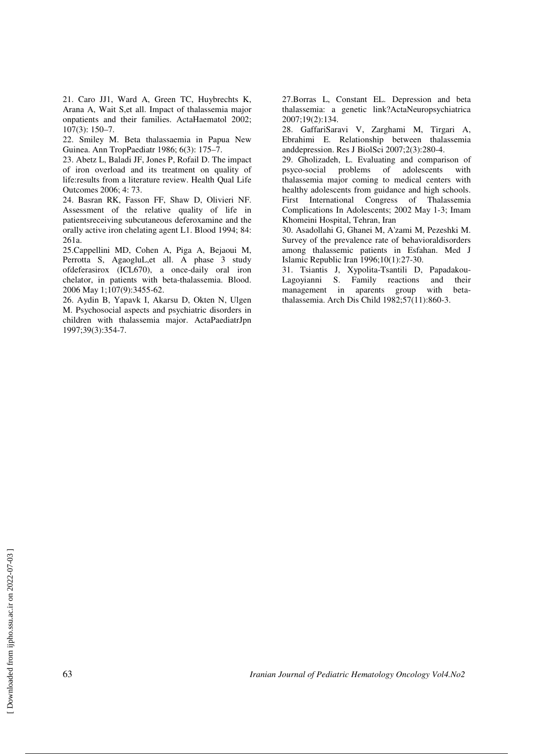21. Caro JJ1, Ward A, Green TC, Huybrechts K, Arana A, Wait S,et all. Impact of thalassemia major onpatients and their families. ActaHaematol 2002; 107(3): 150–7.

22. Smiley M. Beta thalassaemia in Papua New Guinea. Ann TropPaediatr 1986; 6(3): 175–7.

23. Abetz L, Baladi JF, Jones P, Rofail D. The impact of iron overload and its treatment on quality of life:results from a literature review. Health Qual Life Outcomes 2006; 4: 73.

24. Basran RK, Fasson FF, Shaw D, Olivieri NF. Assessment of the relative quality of life in patientsreceiving subcutaneous deferoxamine and the orally active iron chelating agent L1. Blood 1994; 84: 261a.

25.Cappellini MD, Cohen A, Piga A, Bejaoui M, Perrotta S, AgaogluL,et all. A phase 3 study ofdeferasirox (ICL670), a once-daily oral iron chelator, in patients with beta-thalassemia. Blood. 2006 May 1;107(9):3455-62.

26. Aydin B, Yapavk I, Akarsu D, Okten N, Ulgen M. Psychosocial aspects and psychiatric disorders in children with thalassemia major. ActaPaediatrJpn 1997;39(3):354-7.

27.Borras L, Constant EL. Depression and beta thalassemia: a genetic link?ActaNeuropsychiatrica 2007;19(2):134.

28. GaffariSaravi V, Zarghami M, Tirgari A, Ebrahimi E. Relationship between thalassemia anddepression. Res J BiolSci 2007;2(3):280-4.

29. Gholizadeh, L. Evaluating and comparison of psyco-social problems of adolescents with thalassemia major coming to medical centers with healthy adolescents from guidance and high schools. First International Congress of Thalassemia Complications In Adolescents; 2002 May 1-3; Imam Khomeini Hospital, Tehran, Iran

30. Asadollahi G, Ghanei M, A'zami M, Pezeshki M. Survey of the prevalence rate of behavioraldisorders among thalassemic patients in Esfahan. Med J Islamic Republic Iran 1996;10(1):27-30.

31. Tsiantis J, Xypolita-Tsantili D, Papadakou-Lagoyianni S. Family reactions and their management in aparents group with beta-thalassemia. Arch Dis Child 1982;57(11):860-3.